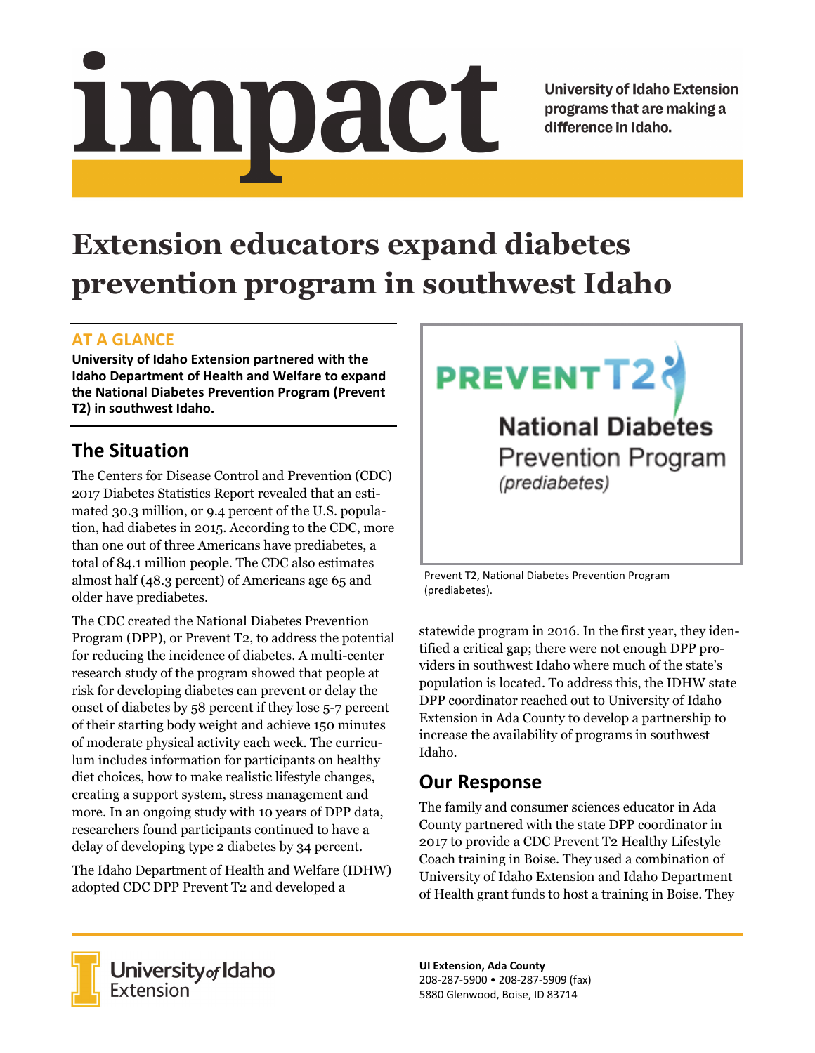# impact

University of Idaho Extension programs that are making a difference in Idaho.

# Extension educators expand diabetes prevention program in southwest Idaho

## AT A GLANCE

**University of Idaho Extension partnered with the Idaho Department of Health and Welfare to expand the National Diabetes Prevention Program (Prevent T2) in southwest Idaho.**

## The Situation

The Centers for Disease Control and Prevention (CDC) 2017 Diabetes Statistics Report revealed that an estimated 30.3 million, or 9.4 percent of the U.S. population, had diabetes in 2015. According to the CDC, more than one out of three Americans have prediabetes, a total of 84.1 million people. The CDC also estimates almost half (48.3 percent) of Americans age 65 and older have prediabetes.

The CDC created the National Diabetes Prevention Program (DPP), or Prevent T2, to address the potential for reducing the incidence of diabetes. A multi-center research study of the program showed that people at risk for developing diabetes can prevent or delay the onset of diabetes by 58 percent if they lose 5-7 percent of their starting body weight and achieve 150 minutes of moderate physical activity each week. The curriculum includes information for participants on healthy diet choices, how to make realistic lifestyle changes, creating a support system, stress management and more. In an ongoing study with 10 years of DPP data, researchers found participants continued to have a delay of developing type 2 diabetes by 34 percent.

The Idaho Department of Health and Welfare (IDHW) adopted CDC DPP Prevent T2 and developed a statewide program in 2016. In the first year, they identified a critical gap; there were not enough DPP providers in southwest Idaho where much of the state's population is located. To address this, the IDHW state DPP coordinator reached out to University of Idaho Extension in Ada County to develop a partnership to increase the availability of programs in southwest Idaho.

PREVENT T2 National Diabetes Prevention Program *(prediabetes)*

Prevent T2, National Diabetes Prevention Program (prediabetes).

## Our Response

The family and consumer sciences educator in Ada County partnered with the state DPP coordinator in 2017 to provide a CDC Prevent T2 Healthy Lifestyle Coach training in Boise. They used a combination of University of Idaho Extension and Idaho Department of Health grant funds to host a training in Boise. They

University of Idaho Extension

**UI Extension, Ada County**
208-287-5900 • 208-287-5909 (fax)
5880 Glenwood, Boise, ID 83714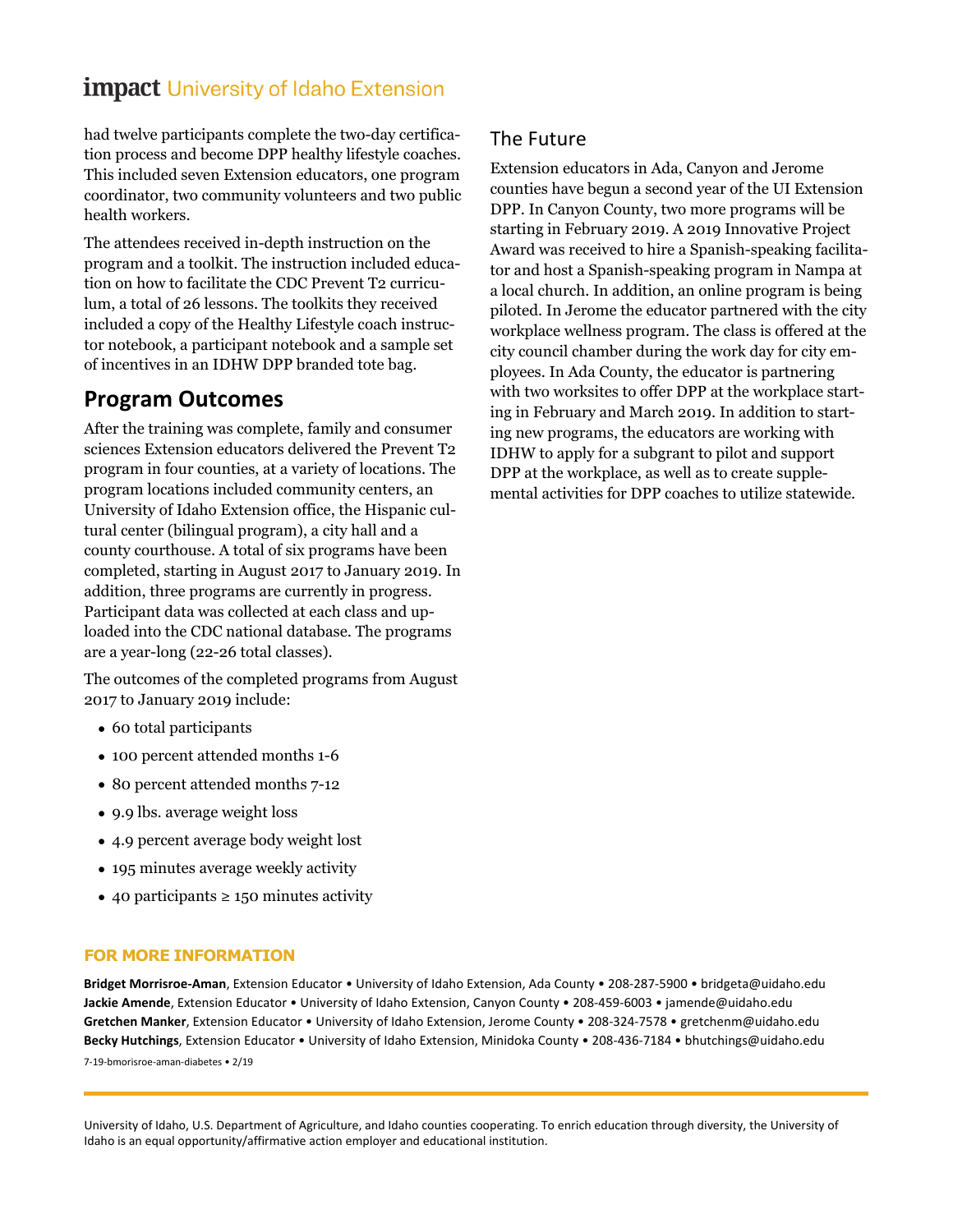had twelve participants complete the two-day certification process and become DPP healthy lifestyle coaches. This included seven Extension educators, one program coordinator, two community volunteers and two public health workers.

The attendees received in-depth instruction on the program and a toolkit. The instruction included education on how to facilitate the CDC Prevent T2 curriculum, a total of 26 lessons. The toolkits they received included a copy of the Healthy Lifestyle coach instructor notebook, a participant notebook and a sample set of incentives in an IDHW DPP branded tote bag.

## Program Outcomes

After the training was complete, family and consumer sciences Extension educators delivered the Prevent T2 program in four counties, at a variety of locations. The program locations included community centers, an University of Idaho Extension office, the Hispanic cultural center (bilingual program), a city hall and a county courthouse. A total of six programs have been completed, starting in August 2017 to January 2019. In addition, three programs are currently in progress. Participant data was collected at each class and uploaded into the CDC national database. The programs are a year-long (22-26 total classes).

The outcomes of the completed programs from August 2017 to January 2019 include:

- 60 total participants
- 100 percent attended months 1-6
- 80 percent attended months 7-12
- 9.9 lbs. average weight loss
- 4.9 percent average body weight lost
- 195 minutes average weekly activity
- 40 participants ≥ 150 minutes activity

## The Future

Extension educators in Ada, Canyon and Jerome counties have begun a second year of the UI Extension DPP. In Canyon County, two more programs will be starting in February 2019. A 2019 Innovative Project Award was received to hire a Spanish-speaking facilitator and host a Spanish-speaking program in Nampa at a local church. In addition, an online program is being piloted. In Jerome the educator partnered with the city workplace wellness program. The class is offered at the city council chamber during the work day for city employees. In Ada County, the educator is partnering with two worksites to offer DPP at the workplace starting in February and March 2019. In addition to starting new programs, the educators are working with IDHW to apply for a subgrant to pilot and support DPP at the workplace, as well as to create supplemental activities for DPP coaches to utilize statewide.

### FOR MORE INFORMATION

**Bridget Morrisroe-Aman**, Extension Educator • University of Idaho Extension, Ada County • 208-287-5900 • bridgeta@uidaho.edu
**Jackie Amende**, Extension Educator • University of Idaho Extension, Canyon County • 208-459-6003 • jamende@uidaho.edu
**Gretchen Manker**, Extension Educator • University of Idaho Extension, Jerome County • 208-324-7578 • gretchenm@uidaho.edu
**Becky Hutchings**, Extension Educator • University of Idaho Extension, Minidoka County • 208-436-7184 • bhutchings@uidaho.edu

7-19-bmorisroe-aman-diabetes • 2/19

University of Idaho, U.S. Department of Agriculture, and Idaho counties cooperating. To enrich education through diversity, the University of Idaho is an equal opportunity/affirmative action employer and educational institution.